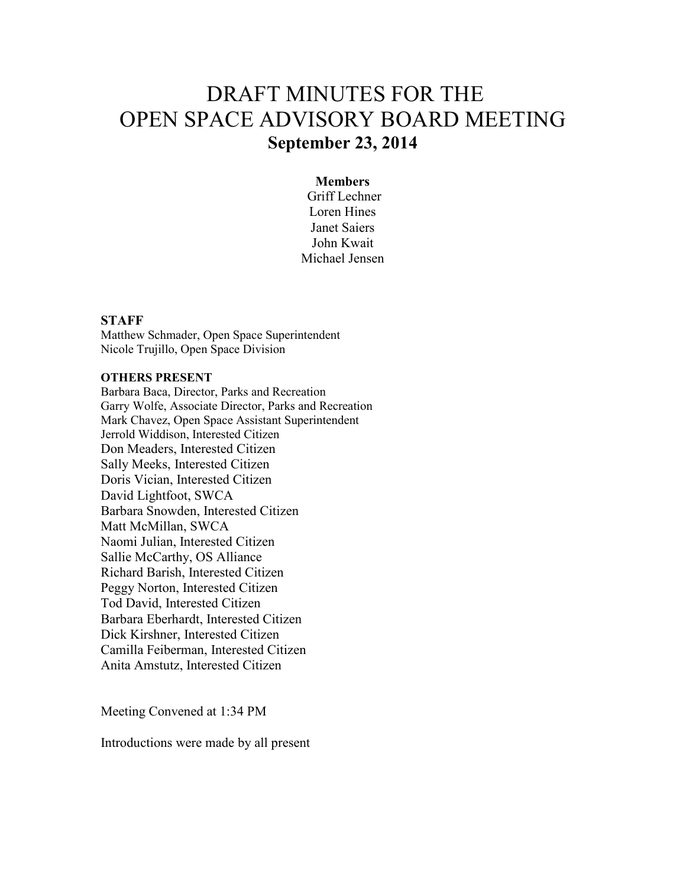# DRAFT MINUTES FOR THE OPEN SPACE ADVISORY BOARD MEETING

## September 23, 2014

**Members**

Griff Lechner
Loren Hines
Janet Saiers
John Kwait
Michael Jensen

**STAFF**

Matthew Schmader, Open Space Superintendent
Nicole Trujillo, Open Space Division

**OTHERS PRESENT**

Barbara Baca, Director, Parks and Recreation
Garry Wolfe, Associate Director, Parks and Recreation
Mark Chavez, Open Space Assistant Superintendent
Jerrold Widdison, Interested Citizen
Don Meaders, Interested Citizen
Sally Meeks, Interested Citizen
Doris Vician, Interested Citizen
David Lightfoot, SWCA
Barbara Snowden, Interested Citizen
Matt McMillan, SWCA
Naomi Julian, Interested Citizen
Sallie McCarthy, OS Alliance
Richard Barish, Interested Citizen
Peggy Norton, Interested Citizen
Tod David, Interested Citizen
Barbara Eberhardt, Interested Citizen
Dick Kirshner, Interested Citizen
Camilla Feiberman, Interested Citizen
Anita Amstutz, Interested Citizen

Meeting Convened at 1:34 PM

Introductions were made by all present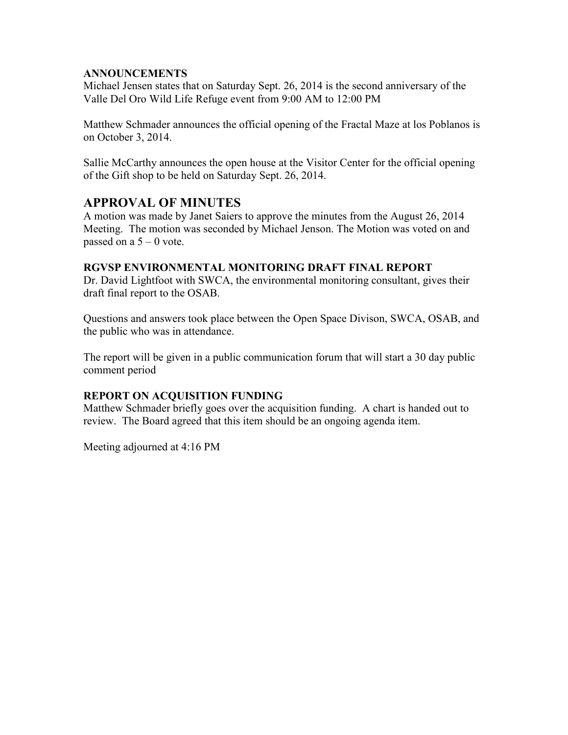**ANNOUNCEMENTS**

Michael Jensen states that on Saturday Sept. 26, 2014 is the second anniversary of the Valle Del Oro Wild Life Refuge event from 9:00 AM to 12:00 PM

Matthew Schmader announces the official opening of the Fractal Maze at los Poblanos is on October 3, 2014.

Sallie McCarthy announces the open house at the Visitor Center for the official opening of the Gift shop to be held on Saturday Sept. 26, 2014.

## APPROVAL OF MINUTES

A motion was made by Janet Saiers to approve the minutes from the August 26, 2014 Meeting. The motion was seconded by Michael Jenson. The Motion was voted on and passed on a 5 – 0 vote.

**RGVSP ENVIRONMENTAL MONITORING DRAFT FINAL REPORT**

Dr. David Lightfoot with SWCA, the environmental monitoring consultant, gives their draft final report to the OSAB.

Questions and answers took place between the Open Space Divison, SWCA, OSAB, and the public who was in attendance.

The report will be given in a public communication forum that will start a 30 day public comment period

**REPORT ON ACQUISITION FUNDING**

Matthew Schmader briefly goes over the acquisition funding. A chart is handed out to review. The Board agreed that this item should be an ongoing agenda item.

Meeting adjourned at 4:16 PM